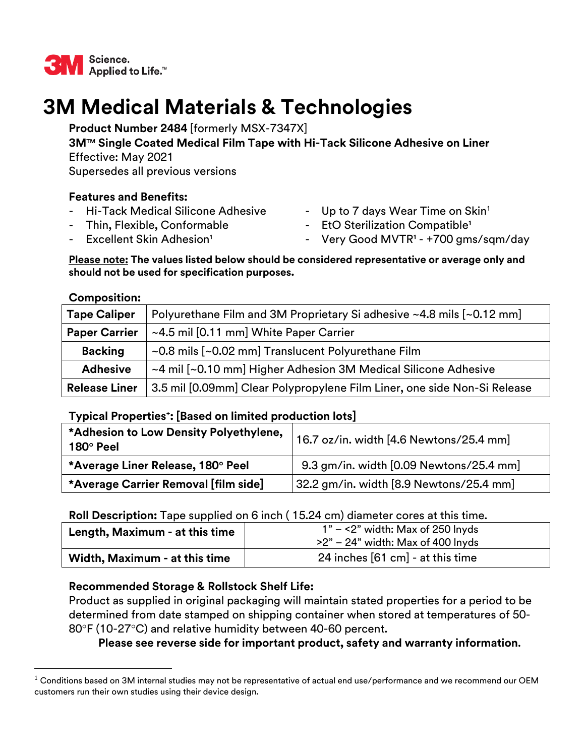3M Science. Applied to Life.™

# 3M Medical Materials & Technologies

**Product Number 2484** [formerly MSX-7347X]
**3M™ Single Coated Medical Film Tape with Hi-Tack Silicone Adhesive on Liner**
Effective: May 2021
Supersedes all previous versions

### Features and Benefits:

- Hi-Tack Medical Silicone Adhesive
- Thin, Flexible, Conformable
- Excellent Skin Adhesion[1]
- Up to 7 days Wear Time on Skin[1]
- EtO Sterilization Compatible[1]
- Very Good MVTR[1] - +700 gms/sqm/day

**Please note: The values listed below should be considered representative or average only and should not be used for specification purposes.**

### Composition:

| | |
|---|---|
| **Tape Caliper** | Polyurethane Film and 3M Proprietary Si adhesive ~4.8 mils [~0.12 mm] |
| **Paper Carrier** | ~4.5 mil [0.11 mm] White Paper Carrier |
| **Backing** | ~0.8 mils [~0.02 mm] Translucent Polyurethane Film |
| **Adhesive** | ~4 mil [~0.10 mm] Higher Adhesion 3M Medical Silicone Adhesive |
| **Release Liner** | 3.5 mil [0.09mm] Clear Polypropylene Film Liner, one side Non-Si Release |

### Typical Properties+: [Based on limited production lots]

| | |
|---|---|
| **\*Adhesion to Low Density Polyethylene, 180° Peel** | 16.7 oz/in. width [4.6 Newtons/25.4 mm] |
| **\*Average Liner Release, 180° Peel** | 9.3 gm/in. width [0.09 Newtons/25.4 mm] |
| **\*Average Carrier Removal [film side]** | 32.2 gm/in. width [8.9 Newtons/25.4 mm] |

**Roll Description:** Tape supplied on 6 inch ( 15.24 cm) diameter cores at this time.

| | |
|---|---|
| **Length, Maximum - at this time** | 1" – <2" width: Max of 250 lnyds<br>>2" – 24" width: Max of 400 lnyds |
| **Width, Maximum - at this time** | 24 inches [61 cm] - at this time |

### Recommended Storage & Rollstock Shelf Life:

Product as supplied in original packaging will maintain stated properties for a period to be determined from date stamped on shipping container when stored at temperatures of 50-80°F (10-27°C) and relative humidity between 40-60 percent.

**Please see reverse side for important product, safety and warranty information.**

[1] Conditions based on 3M internal studies may not be representative of actual end use/performance and we recommend our OEM customers run their own studies using their device design.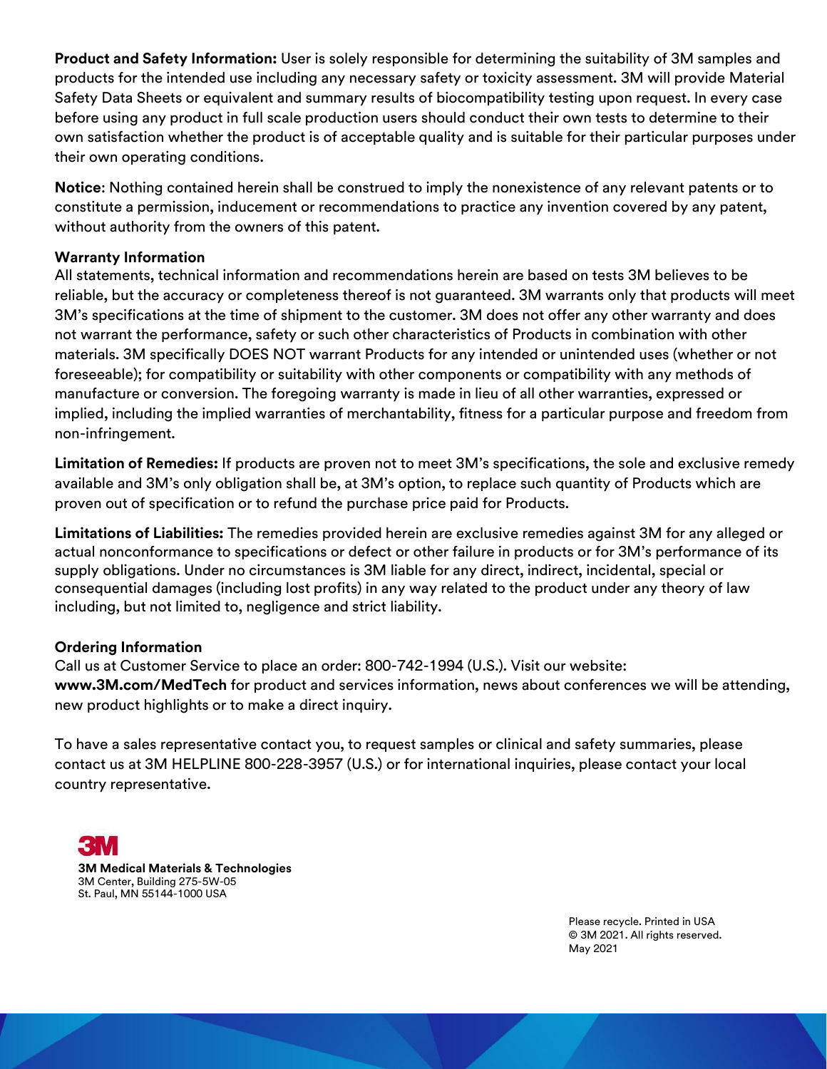**Product and Safety Information:** User is solely responsible for determining the suitability of 3M samples and products for the intended use including any necessary safety or toxicity assessment. 3M will provide Material Safety Data Sheets or equivalent and summary results of biocompatibility testing upon request. In every case before using any product in full scale production users should conduct their own tests to determine to their own satisfaction whether the product is of acceptable quality and is suitable for their particular purposes under their own operating conditions.

**Notice**: Nothing contained herein shall be construed to imply the nonexistence of any relevant patents or to constitute a permission, inducement or recommendations to practice any invention covered by any patent, without authority from the owners of this patent.

**Warranty Information**

All statements, technical information and recommendations herein are based on tests 3M believes to be reliable, but the accuracy or completeness thereof is not guaranteed. 3M warrants only that products will meet 3M's specifications at the time of shipment to the customer. 3M does not offer any other warranty and does not warrant the performance, safety or such other characteristics of Products in combination with other materials. 3M specifically DOES NOT warrant Products for any intended or unintended uses (whether or not foreseeable); for compatibility or suitability with other components or compatibility with any methods of manufacture or conversion. The foregoing warranty is made in lieu of all other warranties, expressed or implied, including the implied warranties of merchantability, fitness for a particular purpose and freedom from non-infringement.

**Limitation of Remedies:** If products are proven not to meet 3M's specifications, the sole and exclusive remedy available and 3M's only obligation shall be, at 3M's option, to replace such quantity of Products which are proven out of specification or to refund the purchase price paid for Products.

**Limitations of Liabilities:** The remedies provided herein are exclusive remedies against 3M for any alleged or actual nonconformance to specifications or defect or other failure in products or for 3M's performance of its supply obligations. Under no circumstances is 3M liable for any direct, indirect, incidental, special or consequential damages (including lost profits) in any way related to the product under any theory of law including, but not limited to, negligence and strict liability.

**Ordering Information**

Call us at Customer Service to place an order: 800-742-1994 (U.S.). Visit our website: **www.3M.com/MedTech** for product and services information, news about conferences we will be attending, new product highlights or to make a direct inquiry.

To have a sales representative contact you, to request samples or clinical and safety summaries, please contact us at 3M HELPLINE 800-228-3957 (U.S.) or for international inquiries, please contact your local country representative.

3M

**3M Medical Materials & Technologies**
3M Center, Building 275-5W-05
St. Paul, MN 55144-1000 USA

Please recycle. Printed in USA
© 3M 2021. All rights reserved.
May 2021